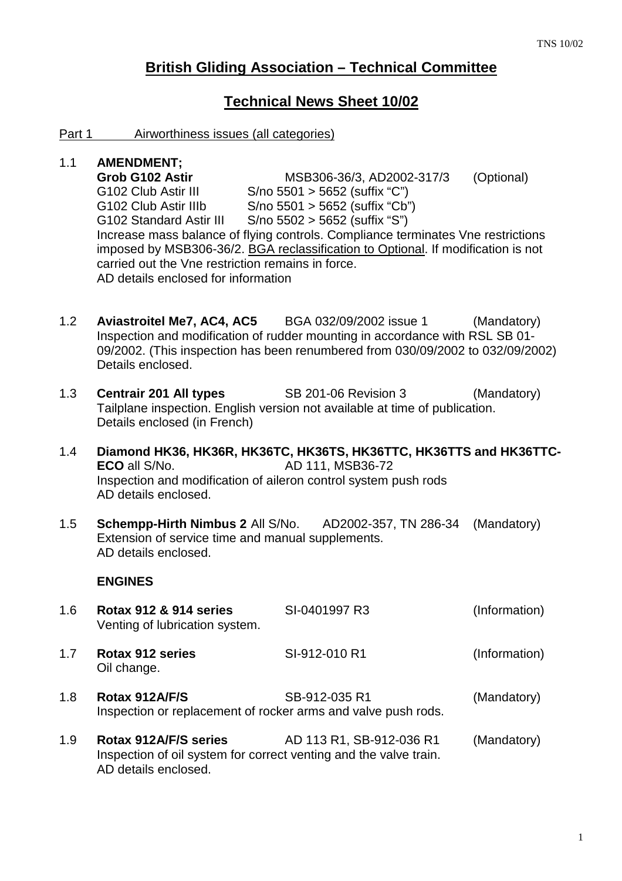# British Gliding Association – Technical Committee

## Technical News Sheet 10/02

Part 1 Airworthiness issues (all categories)

1.1 **AMENDMENT;**
**Grob G102 Astir** MSB306-36/3, AD2002-317/3 (Optional)
G102 Club Astir III S/no 5501 > 5652 (suffix "C")
G102 Club Astir IIIb S/no 5501 > 5652 (suffix "Cb")
G102 Standard Astir III S/no 5502 > 5652 (suffix "S")
Increase mass balance of flying controls. Compliance terminates Vne restrictions imposed by MSB306-36/2. BGA reclassification to Optional. If modification is not carried out the Vne restriction remains in force.
AD details enclosed for information

1.2 **Aviastroitel Me7, AC4, AC5** BGA 032/09/2002 issue 1 (Mandatory)
Inspection and modification of rudder mounting in accordance with RSL SB 01-09/2002. (This inspection has been renumbered from 030/09/2002 to 032/09/2002)
Details enclosed.

1.3 **Centrair 201 All types** SB 201-06 Revision 3 (Mandatory)
Tailplane inspection. English version not available at time of publication.
Details enclosed (in French)

1.4 **Diamond HK36, HK36R, HK36TC, HK36TS, HK36TTC, HK36TTS and HK36TTC-ECO** all S/No. AD 111, MSB36-72
Inspection and modification of aileron control system push rods
AD details enclosed.

1.5 **Schempp-Hirth Nimbus 2** All S/No. AD2002-357, TN 286-34 (Mandatory)
Extension of service time and manual supplements.
AD details enclosed.

**ENGINES**

1.6 **Rotax 912 & 914 series** SI-0401997 R3 (Information)
Venting of lubrication system.

1.7 **Rotax 912 series** SI-912-010 R1 (Information)
Oil change.

1.8 **Rotax 912A/F/S** SB-912-035 R1 (Mandatory)
Inspection or replacement of rocker arms and valve push rods.

1.9 **Rotax 912A/F/S series** AD 113 R1, SB-912-036 R1 (Mandatory)
Inspection of oil system for correct venting and the valve train.
AD details enclosed.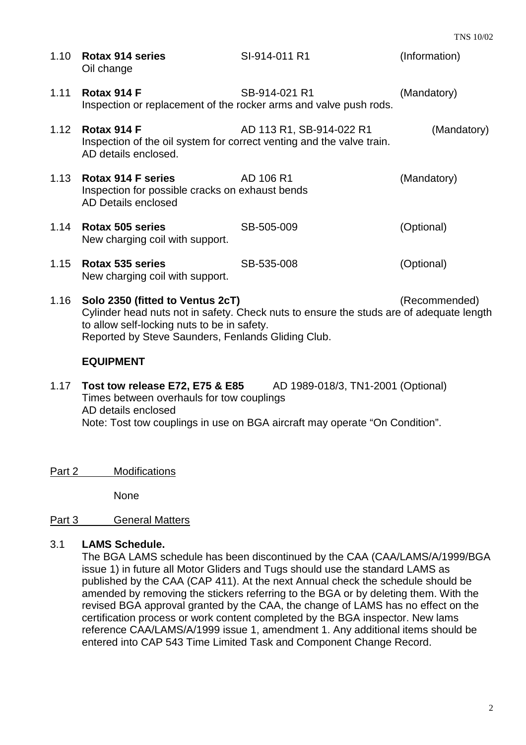1.10 **Rotax 914 series** SI-914-011 R1 (Information)
Oil change

1.11 **Rotax 914 F** SB-914-021 R1 (Mandatory)
Inspection or replacement of the rocker arms and valve push rods.

1.12 **Rotax 914 F** AD 113 R1, SB-914-022 R1 (Mandatory)
Inspection of the oil system for correct venting and the valve train.
AD details enclosed.

1.13 **Rotax 914 F series** AD 106 R1 (Mandatory)
Inspection for possible cracks on exhaust bends
AD Details enclosed

1.14 **Rotax 505 series** SB-505-009 (Optional)
New charging coil with support.

1.15 **Rotax 535 series** SB-535-008 (Optional)
New charging coil with support.

1.16 **Solo 2350 (fitted to Ventus 2cT)** (Recommended)
Cylinder head nuts not in safety. Check nuts to ensure the studs are of adequate length to allow self-locking nuts to be in safety.
Reported by Steve Saunders, Fenlands Gliding Club.

**EQUIPMENT**

1.17 **Tost tow release E72, E75 & E85** AD 1989-018/3, TN1-2001 (Optional)
Times between overhauls for tow couplings
AD details enclosed
Note: Tost tow couplings in use on BGA aircraft may operate "On Condition".

Part 2 Modifications

None

Part 3 General Matters

3.1 **LAMS Schedule.**
The BGA LAMS schedule has been discontinued by the CAA (CAA/LAMS/A/1999/BGA issue 1) in future all Motor Gliders and Tugs should use the standard LAMS as published by the CAA (CAP 411). At the next Annual check the schedule should be amended by removing the stickers referring to the BGA or by deleting them. With the revised BGA approval granted by the CAA, the change of LAMS has no effect on the certification process or work content completed by the BGA inspector. New lams reference CAA/LAMS/A/1999 issue 1, amendment 1. Any additional items should be entered into CAP 543 Time Limited Task and Component Change Record.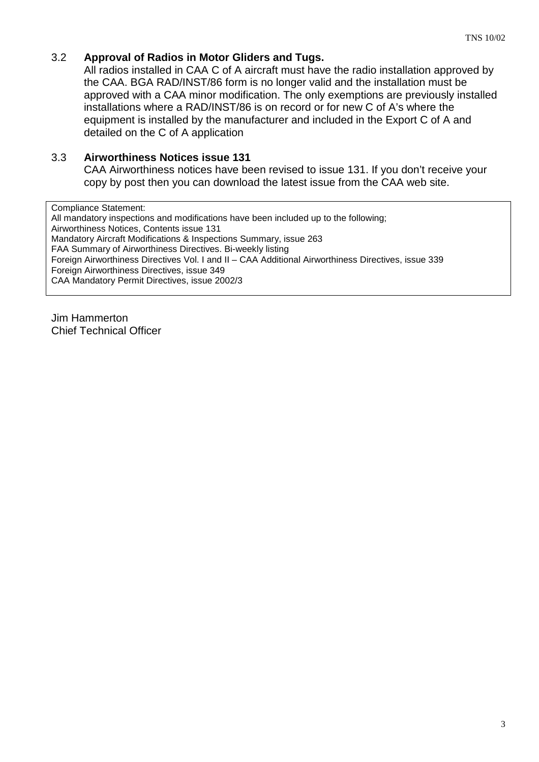### 3.2 **Approval of Radios in Motor Gliders and Tugs.**

All radios installed in CAA C of A aircraft must have the radio installation approved by the CAA. BGA RAD/INST/86 form is no longer valid and the installation must be approved with a CAA minor modification. The only exemptions are previously installed installations where a RAD/INST/86 is on record or for new C of A's where the equipment is installed by the manufacturer and included in the Export C of A and detailed on the C of A application

### 3.3 **Airworthiness Notices issue 131**

CAA Airworthiness notices have been revised to issue 131. If you don't receive your copy by post then you can download the latest issue from the CAA web site.

Compliance Statement:
All mandatory inspections and modifications have been included up to the following;
Airworthiness Notices, Contents issue 131
Mandatory Aircraft Modifications & Inspections Summary, issue 263
FAA Summary of Airworthiness Directives. Bi-weekly listing
Foreign Airworthiness Directives Vol. I and II – CAA Additional Airworthiness Directives, issue 339
Foreign Airworthiness Directives, issue 349
CAA Mandatory Permit Directives, issue 2002/3

Jim Hammerton
Chief Technical Officer